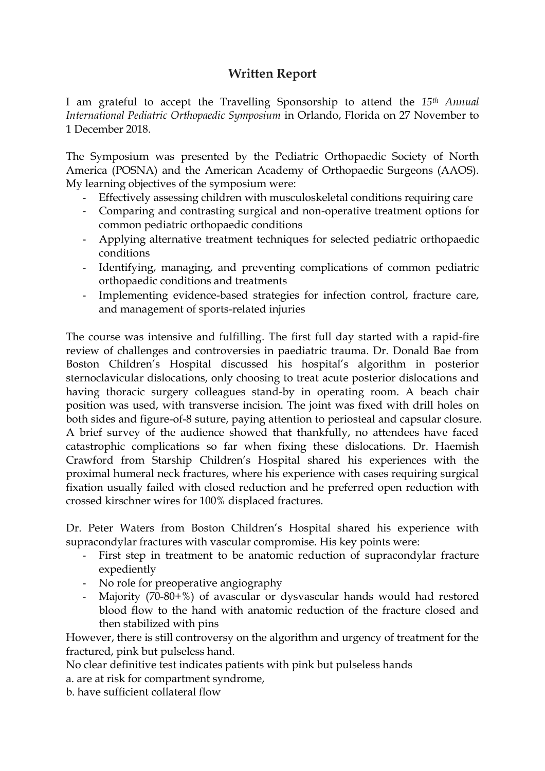# Written Report

I am grateful to accept the Travelling Sponsorship to attend the *15th Annual International Pediatric Orthopaedic Symposium* in Orlando, Florida on 27 November to 1 December 2018.

The Symposium was presented by the Pediatric Orthopaedic Society of North America (POSNA) and the American Academy of Orthopaedic Surgeons (AAOS). My learning objectives of the symposium were:

- Effectively assessing children with musculoskeletal conditions requiring care
- Comparing and contrasting surgical and non-operative treatment options for common pediatric orthopaedic conditions
- Applying alternative treatment techniques for selected pediatric orthopaedic conditions
- Identifying, managing, and preventing complications of common pediatric orthopaedic conditions and treatments
- Implementing evidence-based strategies for infection control, fracture care, and management of sports-related injuries

The course was intensive and fulfilling. The first full day started with a rapid-fire review of challenges and controversies in paediatric trauma. Dr. Donald Bae from Boston Children's Hospital discussed his hospital's algorithm in posterior sternoclavicular dislocations, only choosing to treat acute posterior dislocations and having thoracic surgery colleagues stand-by in operating room. A beach chair position was used, with transverse incision. The joint was fixed with drill holes on both sides and figure-of-8 suture, paying attention to periosteal and capsular closure. A brief survey of the audience showed that thankfully, no attendees have faced catastrophic complications so far when fixing these dislocations. Dr. Haemish Crawford from Starship Children's Hospital shared his experiences with the proximal humeral neck fractures, where his experience with cases requiring surgical fixation usually failed with closed reduction and he preferred open reduction with crossed kirschner wires for 100% displaced fractures.

Dr. Peter Waters from Boston Children's Hospital shared his experience with supracondylar fractures with vascular compromise. His key points were:

- First step in treatment to be anatomic reduction of supracondylar fracture expediently
- No role for preoperative angiography
- Majority (70-80+%) of avascular or dysvascular hands would had restored blood flow to the hand with anatomic reduction of the fracture closed and then stabilized with pins

However, there is still controversy on the algorithm and urgency of treatment for the fractured, pink but pulseless hand.

No clear definitive test indicates patients with pink but pulseless hands

a. are at risk for compartment syndrome,

b. have sufficient collateral flow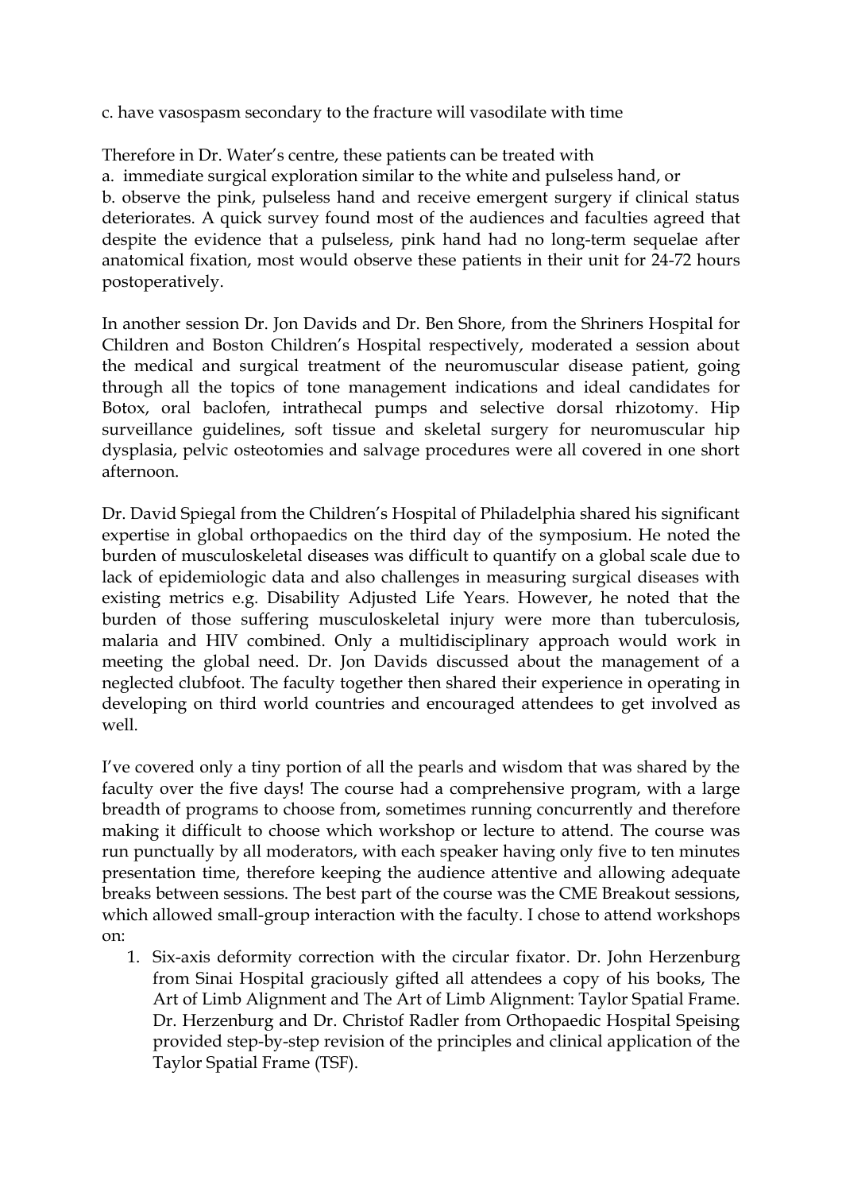c. have vasospasm secondary to the fracture will vasodilate with time

Therefore in Dr. Water's centre, these patients can be treated with

a. immediate surgical exploration similar to the white and pulseless hand, or

b. observe the pink, pulseless hand and receive emergent surgery if clinical status deteriorates. A quick survey found most of the audiences and faculties agreed that despite the evidence that a pulseless, pink hand had no long-term sequelae after anatomical fixation, most would observe these patients in their unit for 24-72 hours postoperatively.

In another session Dr. Jon Davids and Dr. Ben Shore, from the Shriners Hospital for Children and Boston Children's Hospital respectively, moderated a session about the medical and surgical treatment of the neuromuscular disease patient, going through all the topics of tone management indications and ideal candidates for Botox, oral baclofen, intrathecal pumps and selective dorsal rhizotomy. Hip surveillance guidelines, soft tissue and skeletal surgery for neuromuscular hip dysplasia, pelvic osteotomies and salvage procedures were all covered in one short afternoon.

Dr. David Spiegal from the Children's Hospital of Philadelphia shared his significant expertise in global orthopaedics on the third day of the symposium. He noted the burden of musculoskeletal diseases was difficult to quantify on a global scale due to lack of epidemiologic data and also challenges in measuring surgical diseases with existing metrics e.g. Disability Adjusted Life Years. However, he noted that the burden of those suffering musculoskeletal injury were more than tuberculosis, malaria and HIV combined. Only a multidisciplinary approach would work in meeting the global need. Dr. Jon Davids discussed about the management of a neglected clubfoot. The faculty together then shared their experience in operating in developing on third world countries and encouraged attendees to get involved as well.

I've covered only a tiny portion of all the pearls and wisdom that was shared by the faculty over the five days! The course had a comprehensive program, with a large breadth of programs to choose from, sometimes running concurrently and therefore making it difficult to choose which workshop or lecture to attend. The course was run punctually by all moderators, with each speaker having only five to ten minutes presentation time, therefore keeping the audience attentive and allowing adequate breaks between sessions. The best part of the course was the CME Breakout sessions, which allowed small-group interaction with the faculty. I chose to attend workshops on:

1. Six-axis deformity correction with the circular fixator. Dr. John Herzenburg from Sinai Hospital graciously gifted all attendees a copy of his books, The Art of Limb Alignment and The Art of Limb Alignment: Taylor Spatial Frame. Dr. Herzenburg and Dr. Christof Radler from Orthopaedic Hospital Speising provided step-by-step revision of the principles and clinical application of the Taylor Spatial Frame (TSF).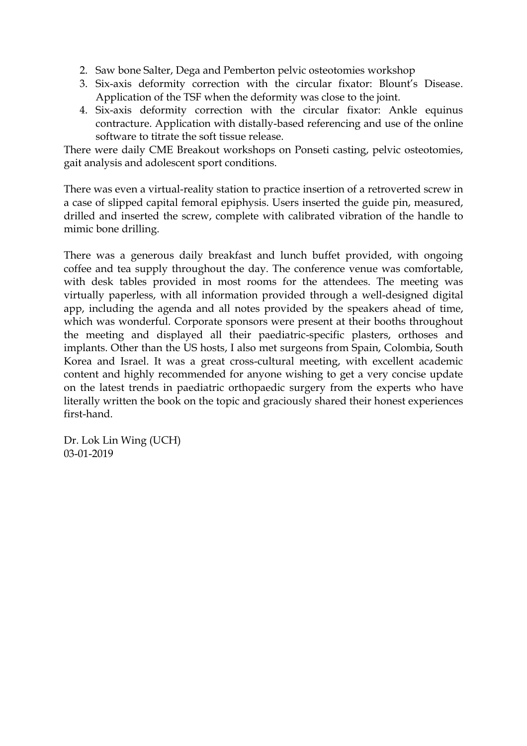2. Saw bone Salter, Dega and Pemberton pelvic osteotomies workshop
3. Six-axis deformity correction with the circular fixator: Blount's Disease. Application of the TSF when the deformity was close to the joint.
4. Six-axis deformity correction with the circular fixator: Ankle equinus contracture. Application with distally-based referencing and use of the online software to titrate the soft tissue release.

There were daily CME Breakout workshops on Ponseti casting, pelvic osteotomies, gait analysis and adolescent sport conditions.

There was even a virtual-reality station to practice insertion of a retroverted screw in a case of slipped capital femoral epiphysis. Users inserted the guide pin, measured, drilled and inserted the screw, complete with calibrated vibration of the handle to mimic bone drilling.

There was a generous daily breakfast and lunch buffet provided, with ongoing coffee and tea supply throughout the day. The conference venue was comfortable, with desk tables provided in most rooms for the attendees. The meeting was virtually paperless, with all information provided through a well-designed digital app, including the agenda and all notes provided by the speakers ahead of time, which was wonderful. Corporate sponsors were present at their booths throughout the meeting and displayed all their paediatric-specific plasters, orthoses and implants. Other than the US hosts, I also met surgeons from Spain, Colombia, South Korea and Israel. It was a great cross-cultural meeting, with excellent academic content and highly recommended for anyone wishing to get a very concise update on the latest trends in paediatric orthopaedic surgery from the experts who have literally written the book on the topic and graciously shared their honest experiences first-hand.

Dr. Lok Lin Wing (UCH)
03-01-2019